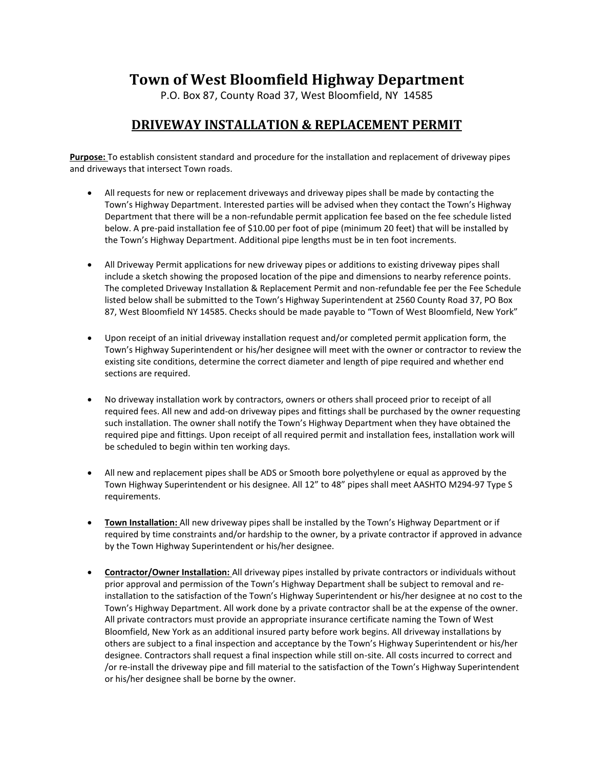# Town of West Bloomfield Highway Department

P.O. Box 87, County Road 37, West Bloomfield, NY 14585

## DRIVEWAY INSTALLATION & REPLACEMENT PERMIT

**Purpose:** To establish consistent standard and procedure for the installation and replacement of driveway pipes and driveways that intersect Town roads.

- All requests for new or replacement driveways and driveway pipes shall be made by contacting the Town's Highway Department. Interested parties will be advised when they contact the Town's Highway Department that there will be a non-refundable permit application fee based on the fee schedule listed below. A pre-paid installation fee of $10.00 per foot of pipe (minimum 20 feet) that will be installed by the Town's Highway Department. Additional pipe lengths must be in ten foot increments.

- All Driveway Permit applications for new driveway pipes or additions to existing driveway pipes shall include a sketch showing the proposed location of the pipe and dimensions to nearby reference points. The completed Driveway Installation & Replacement Permit and non-refundable fee per the Fee Schedule listed below shall be submitted to the Town's Highway Superintendent at 2560 County Road 37, PO Box 87, West Bloomfield NY 14585. Checks should be made payable to "Town of West Bloomfield, New York"

- Upon receipt of an initial driveway installation request and/or completed permit application form, the Town's Highway Superintendent or his/her designee will meet with the owner or contractor to review the existing site conditions, determine the correct diameter and length of pipe required and whether end sections are required.

- No driveway installation work by contractors, owners or others shall proceed prior to receipt of all required fees. All new and add-on driveway pipes and fittings shall be purchased by the owner requesting such installation. The owner shall notify the Town's Highway Department when they have obtained the required pipe and fittings. Upon receipt of all required permit and installation fees, installation work will be scheduled to begin within ten working days.

- All new and replacement pipes shall be ADS or Smooth bore polyethylene or equal as approved by the Town Highway Superintendent or his designee. All 12" to 48" pipes shall meet AASHTO M294-97 Type S requirements.

- **Town Installation:** All new driveway pipes shall be installed by the Town's Highway Department or if required by time constraints and/or hardship to the owner, by a private contractor if approved in advance by the Town Highway Superintendent or his/her designee.

- **Contractor/Owner Installation:** All driveway pipes installed by private contractors or individuals without prior approval and permission of the Town's Highway Department shall be subject to removal and re-installation to the satisfaction of the Town's Highway Superintendent or his/her designee at no cost to the Town's Highway Department. All work done by a private contractor shall be at the expense of the owner. All private contractors must provide an appropriate insurance certificate naming the Town of West Bloomfield, New York as an additional insured party before work begins. All driveway installations by others are subject to a final inspection and acceptance by the Town's Highway Superintendent or his/her designee. Contractors shall request a final inspection while still on-site. All costs incurred to correct and /or re-install the driveway pipe and fill material to the satisfaction of the Town's Highway Superintendent or his/her designee shall be borne by the owner.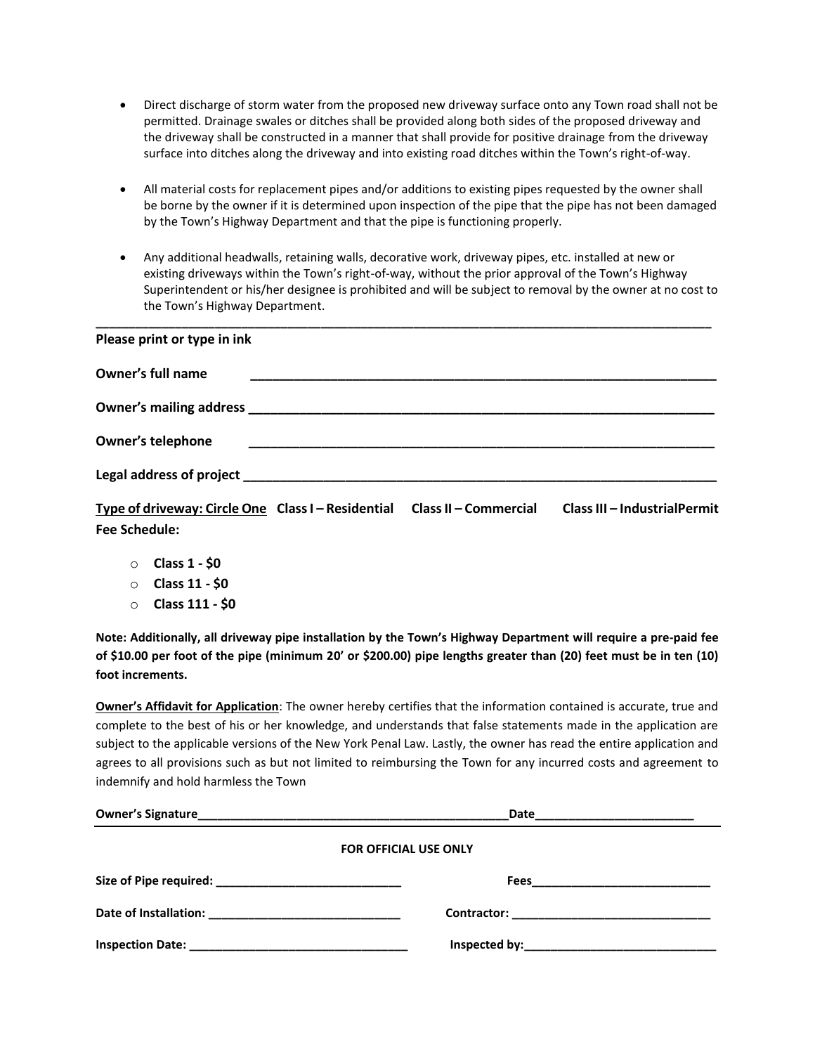- Direct discharge of storm water from the proposed new driveway surface onto any Town road shall not be permitted. Drainage swales or ditches shall be provided along both sides of the proposed driveway and the driveway shall be constructed in a manner that shall provide for positive drainage from the driveway surface into ditches along the driveway and into existing road ditches within the Town's right-of-way.

- All material costs for replacement pipes and/or additions to existing pipes requested by the owner shall be borne by the owner if it is determined upon inspection of the pipe that the pipe has not been damaged by the Town's Highway Department and that the pipe is functioning properly.

- Any additional headwalls, retaining walls, decorative work, driveway pipes, etc. installed at new or existing driveways within the Town's right-of-way, without the prior approval of the Town's Highway Superintendent or his/her designee is prohibited and will be subject to removal by the owner at no cost to the Town's Highway Department.

---

**Please print or type in ink**

**Owner's full name** ________________________________________________________________

**Owner's mailing address** ________________________________________________________________

**Owner's telephone** ________________________________________________________________

**Legal address of project** ________________________________________________________________

**<u>Type of driveway: Circle One</u>   Class I – Residential   Class II – Commercial   Class III – IndustrialPermit Fee Schedule:**

- **Class 1 - $0**
- **Class 11 - $0**
- **Class 111 - $0**

**Note: Additionally, all driveway pipe installation by the Town's Highway Department will require a pre-paid fee of $10.00 per foot of the pipe (minimum 20' or $200.00) pipe lengths greater than (20) feet must be in ten (10) foot increments.**

**<u>Owner's Affidavit for Application</u>**: The owner hereby certifies that the information contained is accurate, true and complete to the best of his or her knowledge, and understands that false statements made in the application are subject to the applicable versions of the New York Penal Law. Lastly, the owner has read the entire application and agrees to all provisions such as but not limited to reimbursing the Town for any incurred costs and agreement to indemnify and hold harmless the Town

**Owner's Signature**________________________________________________ **Date**________________________

---

**FOR OFFICIAL USE ONLY**

**Size of Pipe required:** _____________________________ **Fees**___________________________

**Date of Installation:** ______________________________ **Contractor:** ______________________________

**Inspection Date:** _________________________________ **Inspected by:**_____________________________